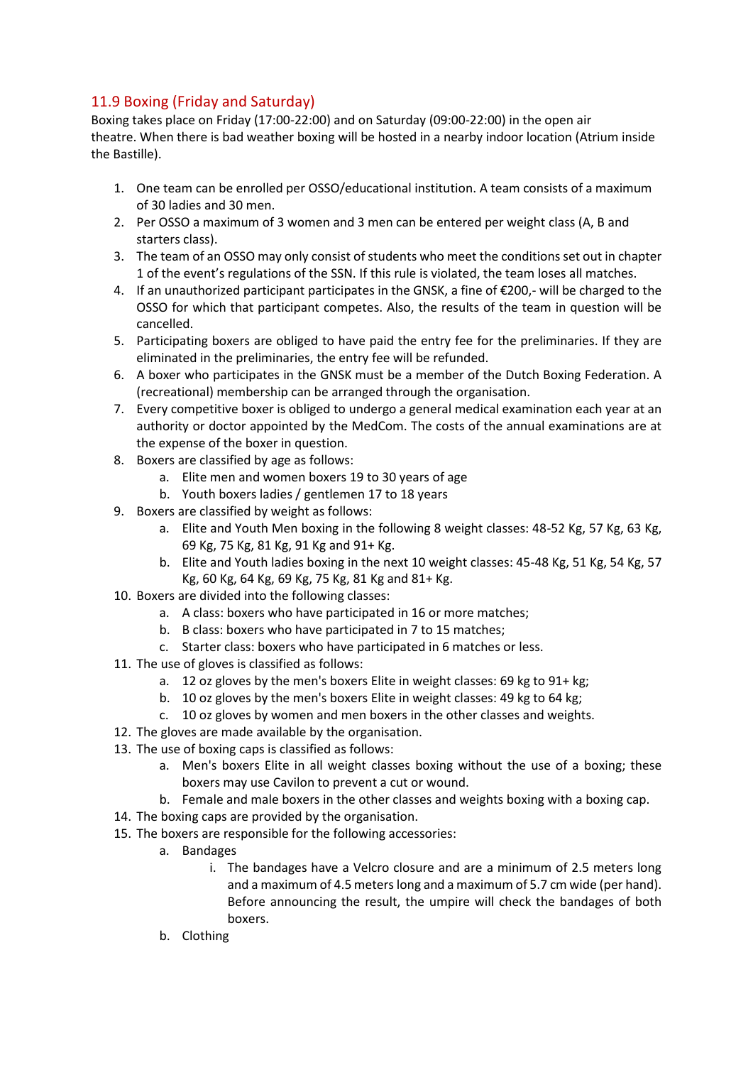## 11.9 Boxing (Friday and Saturday)

Boxing takes place on Friday (17:00-22:00) and on Saturday (09:00-22:00) in the open air theatre. When there is bad weather boxing will be hosted in a nearby indoor location (Atrium inside the Bastille).

1. One team can be enrolled per OSSO/educational institution. A team consists of a maximum of 30 ladies and 30 men.
2. Per OSSO a maximum of 3 women and 3 men can be entered per weight class (A, B and starters class).
3. The team of an OSSO may only consist of students who meet the conditions set out in chapter 1 of the event's regulations of the SSN. If this rule is violated, the team loses all matches.
4. If an unauthorized participant participates in the GNSK, a fine of €200,- will be charged to the OSSO for which that participant competes. Also, the results of the team in question will be cancelled.
5. Participating boxers are obliged to have paid the entry fee for the preliminaries. If they are eliminated in the preliminaries, the entry fee will be refunded.
6. A boxer who participates in the GNSK must be a member of the Dutch Boxing Federation. A (recreational) membership can be arranged through the organisation.
7. Every competitive boxer is obliged to undergo a general medical examination each year at an authority or doctor appointed by the MedCom. The costs of the annual examinations are at the expense of the boxer in question.
8. Boxers are classified by age as follows:
   a. Elite men and women boxers 19 to 30 years of age
   b. Youth boxers ladies / gentlemen 17 to 18 years
9. Boxers are classified by weight as follows:
   a. Elite and Youth Men boxing in the following 8 weight classes: 48-52 Kg, 57 Kg, 63 Kg, 69 Kg, 75 Kg, 81 Kg, 91 Kg and 91+ Kg.
   b. Elite and Youth ladies boxing in the next 10 weight classes: 45-48 Kg, 51 Kg, 54 Kg, 57 Kg, 60 Kg, 64 Kg, 69 Kg, 75 Kg, 81 Kg and 81+ Kg.
10. Boxers are divided into the following classes:
    a. A class: boxers who have participated in 16 or more matches;
    b. B class: boxers who have participated in 7 to 15 matches;
    c. Starter class: boxers who have participated in 6 matches or less.
11. The use of gloves is classified as follows:
    a. 12 oz gloves by the men's boxers Elite in weight classes: 69 kg to 91+ kg;
    b. 10 oz gloves by the men's boxers Elite in weight classes: 49 kg to 64 kg;
    c. 10 oz gloves by women and men boxers in the other classes and weights.
12. The gloves are made available by the organisation.
13. The use of boxing caps is classified as follows:
    a. Men's boxers Elite in all weight classes boxing without the use of a boxing; these boxers may use Cavilon to prevent a cut or wound.
    b. Female and male boxers in the other classes and weights boxing with a boxing cap.
14. The boxing caps are provided by the organisation.
15. The boxers are responsible for the following accessories:
    a. Bandages
       i. The bandages have a Velcro closure and are a minimum of 2.5 meters long and a maximum of 4.5 meters long and a maximum of 5.7 cm wide (per hand). Before announcing the result, the umpire will check the bandages of both boxers.
    b. Clothing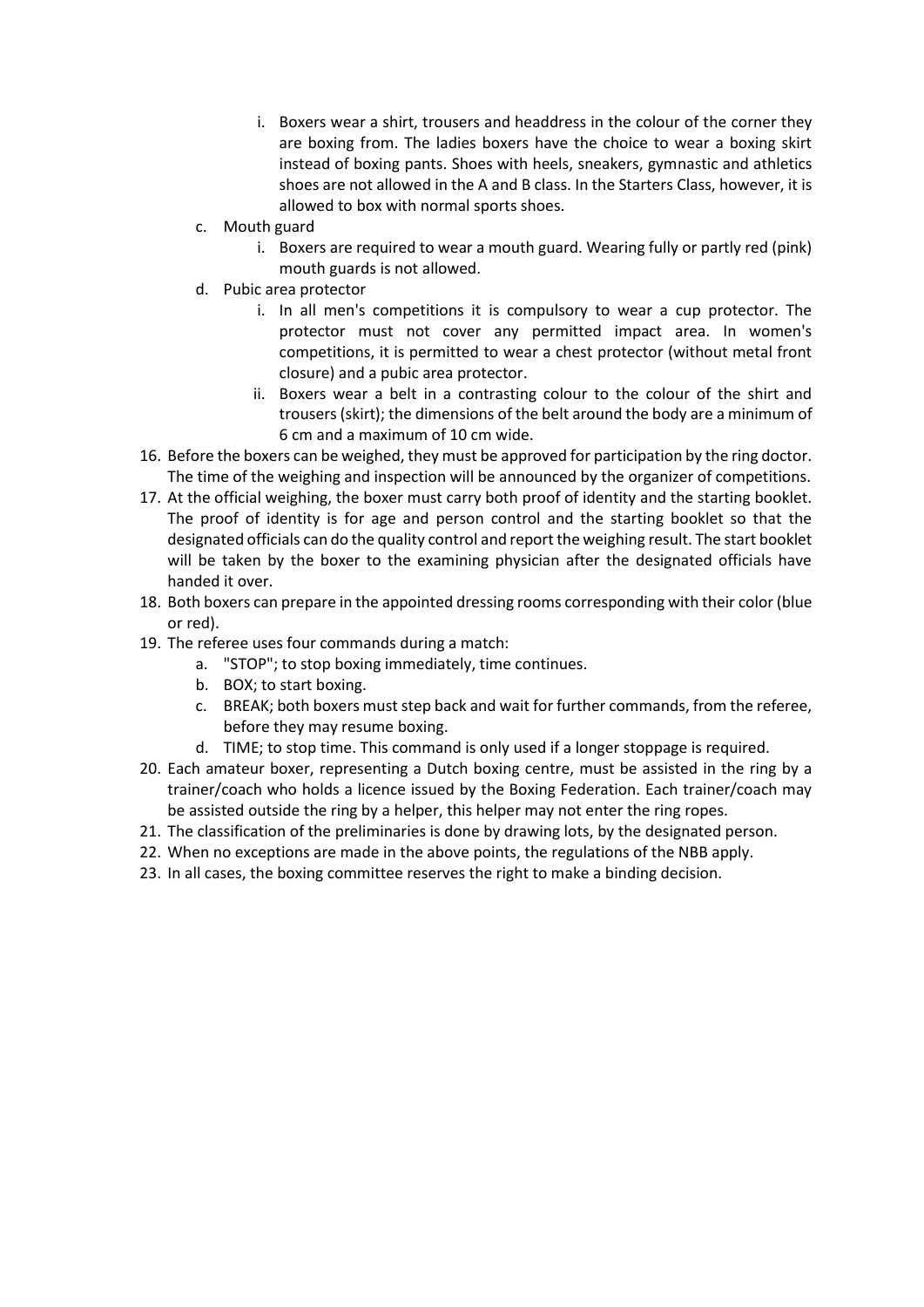i. Boxers wear a shirt, trousers and headdress in the colour of the corner they are boxing from. The ladies boxers have the choice to wear a boxing skirt instead of boxing pants. Shoes with heels, sneakers, gymnastic and athletics shoes are not allowed in the A and B class. In the Starters Class, however, it is allowed to box with normal sports shoes.

    c. Mouth guard
        i. Boxers are required to wear a mouth guard. Wearing fully or partly red (pink) mouth guards is not allowed.
    d. Pubic area protector
        i. In all men's competitions it is compulsory to wear a cup protector. The protector must not cover any permitted impact area. In women's competitions, it is permitted to wear a chest protector (without metal front closure) and a pubic area protector.
        ii. Boxers wear a belt in a contrasting colour to the colour of the shirt and trousers (skirt); the dimensions of the belt around the body are a minimum of 6 cm and a maximum of 10 cm wide.

16. Before the boxers can be weighed, they must be approved for participation by the ring doctor. The time of the weighing and inspection will be announced by the organizer of competitions.
17. At the official weighing, the boxer must carry both proof of identity and the starting booklet. The proof of identity is for age and person control and the starting booklet so that the designated officials can do the quality control and report the weighing result. The start booklet will be taken by the boxer to the examining physician after the designated officials have handed it over.
18. Both boxers can prepare in the appointed dressing rooms corresponding with their color (blue or red).
19. The referee uses four commands during a match:
    a. "STOP"; to stop boxing immediately, time continues.
    b. BOX; to start boxing.
    c. BREAK; both boxers must step back and wait for further commands, from the referee, before they may resume boxing.
    d. TIME; to stop time. This command is only used if a longer stoppage is required.
20. Each amateur boxer, representing a Dutch boxing centre, must be assisted in the ring by a trainer/coach who holds a licence issued by the Boxing Federation. Each trainer/coach may be assisted outside the ring by a helper, this helper may not enter the ring ropes.
21. The classification of the preliminaries is done by drawing lots, by the designated person.
22. When no exceptions are made in the above points, the regulations of the NBB apply.
23. In all cases, the boxing committee reserves the right to make a binding decision.